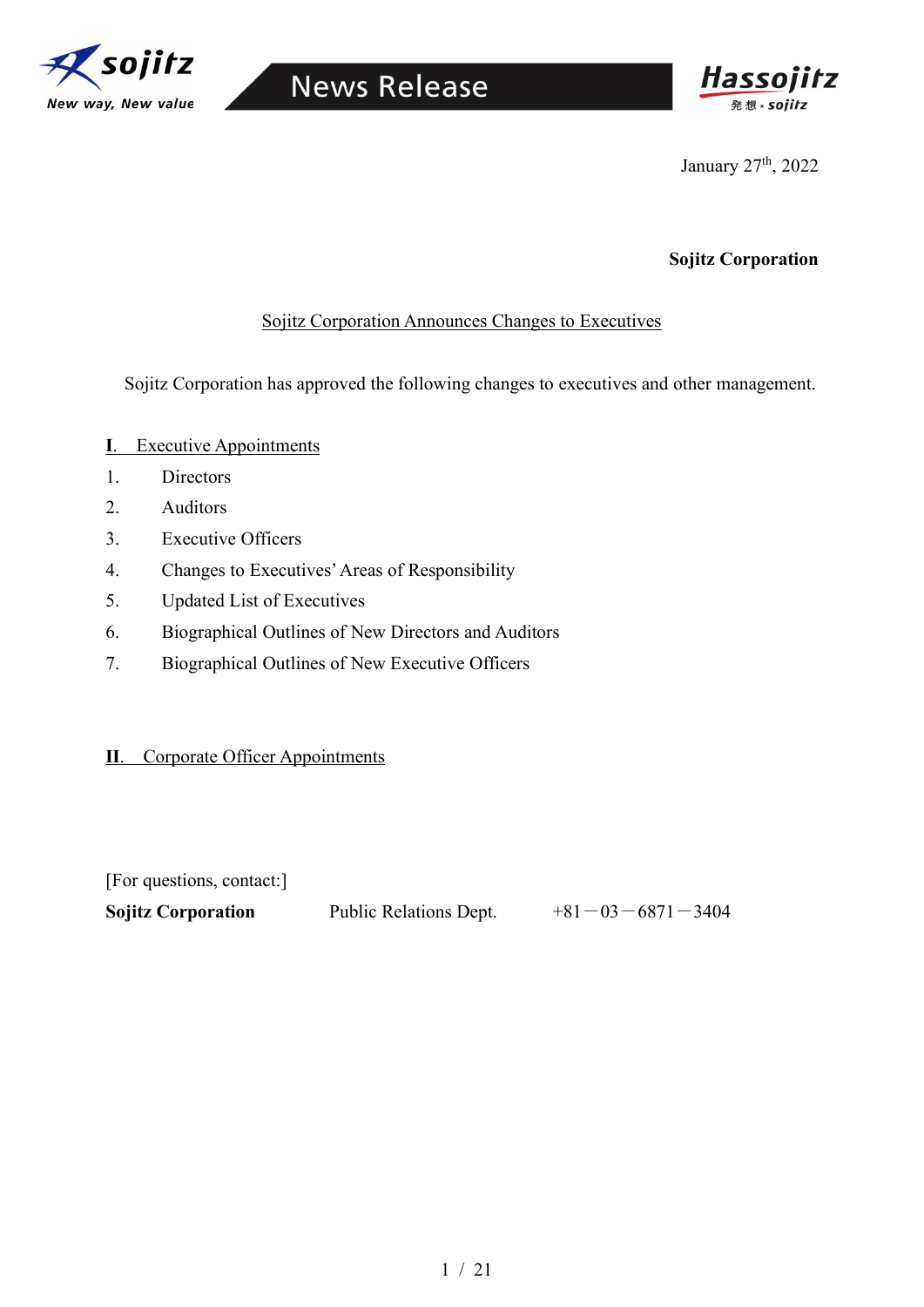January 27th, 2022

**Sojitz Corporation**

# Sojitz Corporation Announces Changes to Executives

Sojitz Corporation has approved the following changes to executives and other management.

## I. Executive Appointments

1. Directors
2. Auditors
3. Executive Officers
4. Changes to Executives' Areas of Responsibility
5. Updated List of Executives
6. Biographical Outlines of New Directors and Auditors
7. Biographical Outlines of New Executive Officers

## II. Corporate Officer Appointments

[For questions, contact:]

**Sojitz Corporation** Public Relations Dept. +81－03－6871－3404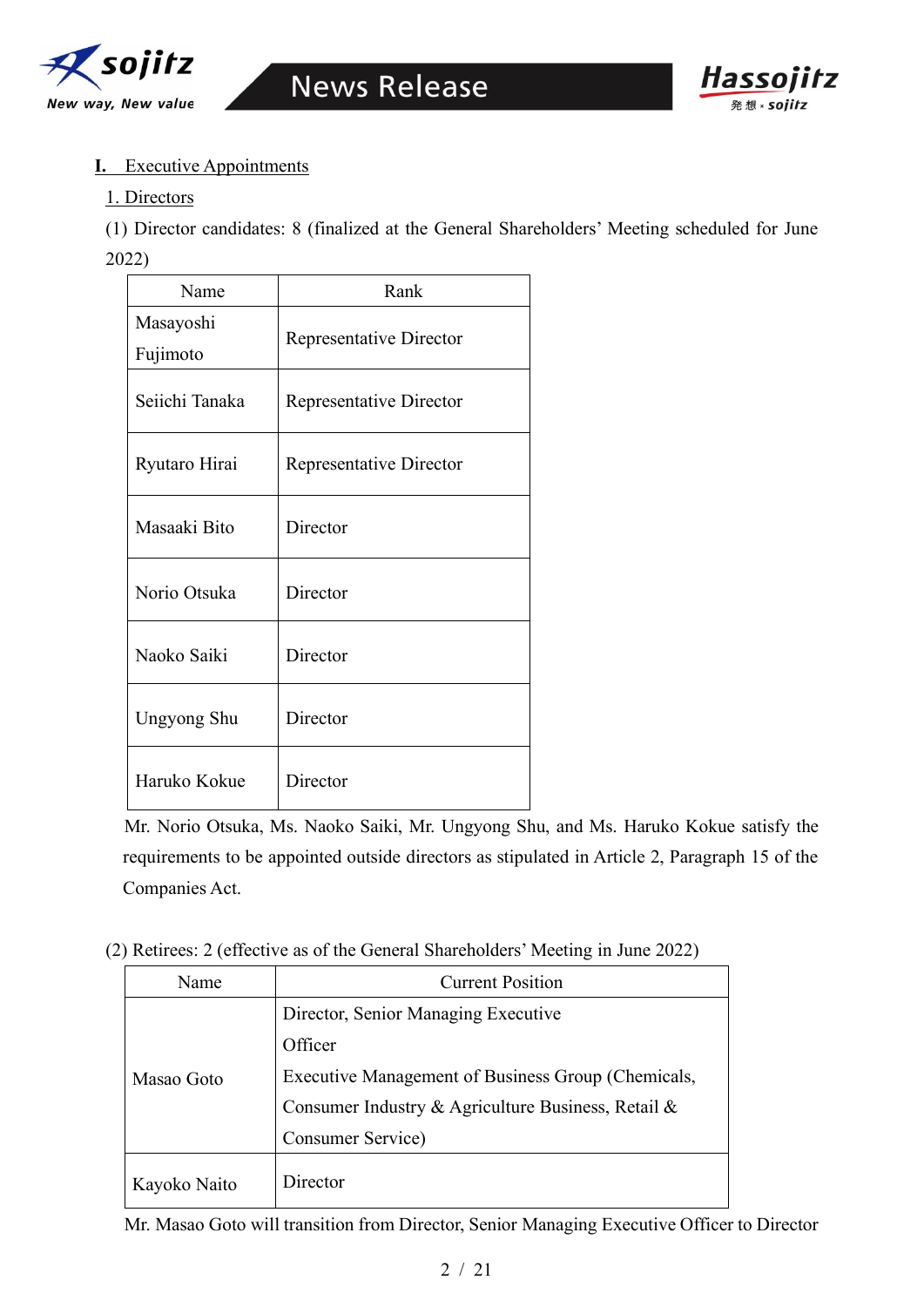## I. Executive Appointments

### 1. Directors

(1) Director candidates: 8 (finalized at the General Shareholders' Meeting scheduled for June 2022)

| Name | Rank |
|---|---|
| Masayoshi Fujimoto | Representative Director |
| Seiichi Tanaka | Representative Director |
| Ryutaro Hirai | Representative Director |
| Masaaki Bito | Director |
| Norio Otsuka | Director |
| Naoko Saiki | Director |
| Ungyong Shu | Director |
| Haruko Kokue | Director |

Mr. Norio Otsuka, Ms. Naoko Saiki, Mr. Ungyong Shu, and Ms. Haruko Kokue satisfy the requirements to be appointed outside directors as stipulated in Article 2, Paragraph 15 of the Companies Act.

(2) Retirees: 2 (effective as of the General Shareholders' Meeting in June 2022)

| Name | Current Position |
|---|---|
| Masao Goto | Director, Senior Managing Executive Officer<br>Executive Management of Business Group (Chemicals, Consumer Industry & Agriculture Business, Retail & Consumer Service) |
| Kayoko Naito | Director |

Mr. Masao Goto will transition from Director, Senior Managing Executive Officer to Director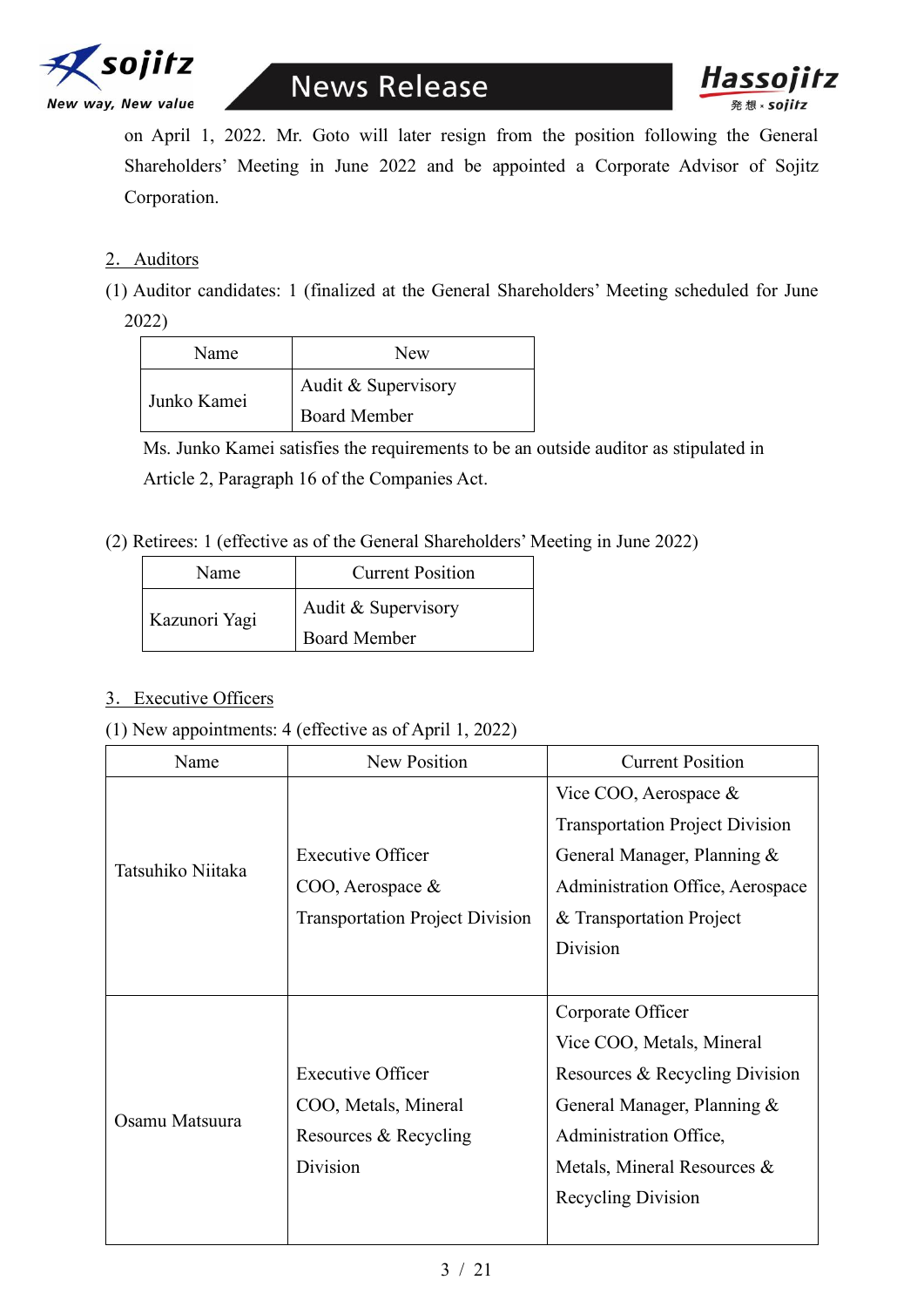on April 1, 2022. Mr. Goto will later resign from the position following the General Shareholders' Meeting in June 2022 and be appointed a Corporate Advisor of Sojitz Corporation.

## 2. Auditors

(1) Auditor candidates: 1 (finalized at the General Shareholders' Meeting scheduled for June 2022)

| Name | New |
|---|---|
| Junko Kamei | Audit & Supervisory Board Member |

Ms. Junko Kamei satisfies the requirements to be an outside auditor as stipulated in Article 2, Paragraph 16 of the Companies Act.

(2) Retirees: 1 (effective as of the General Shareholders' Meeting in June 2022)

| Name | Current Position |
|---|---|
| Kazunori Yagi | Audit & Supervisory Board Member |

## 3. Executive Officers

(1) New appointments: 4 (effective as of April 1, 2022)

| Name | New Position | Current Position |
|---|---|---|
| Tatsuhiko Niitaka | Executive Officer<br>COO, Aerospace & Transportation Project Division | Vice COO, Aerospace & Transportation Project Division<br>General Manager, Planning & Administration Office, Aerospace & Transportation Project Division |
| Osamu Matsuura | Executive Officer<br>COO, Metals, Mineral Resources & Recycling Division | Corporate Officer<br>Vice COO, Metals, Mineral Resources & Recycling Division<br>General Manager, Planning & Administration Office, Metals, Mineral Resources & Recycling Division |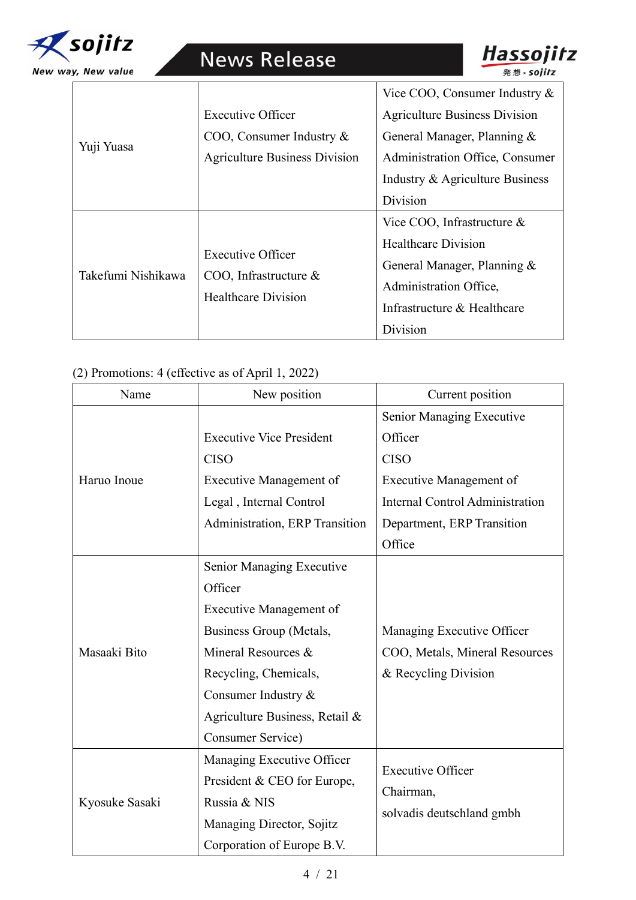| | | |
|---|---|---|
| Yuji Yuasa | Executive Officer<br>COO, Consumer Industry & Agriculture Business Division | Vice COO, Consumer Industry & Agriculture Business Division<br>General Manager, Planning & Administration Office, Consumer Industry & Agriculture Business Division |
| Takefumi Nishikawa | Executive Officer<br>COO, Infrastructure & Healthcare Division | Vice COO, Infrastructure & Healthcare Division<br>General Manager, Planning & Administration Office, Infrastructure & Healthcare Division |

(2) Promotions: 4 (effective as of April 1, 2022)

| Name | New position | Current position |
|---|---|---|
| Haruo Inoue | Executive Vice President<br>CISO<br>Executive Management of Legal , Internal Control Administration, ERP Transition | Senior Managing Executive Officer<br>CISO<br>Executive Management of Internal Control Administration Department, ERP Transition Office |
| Masaaki Bito | Senior Managing Executive Officer<br>Executive Management of Business Group (Metals, Mineral Resources & Recycling, Chemicals, Consumer Industry & Agriculture Business, Retail & Consumer Service) | Managing Executive Officer<br>COO, Metals, Mineral Resources & Recycling Division |
| Kyosuke Sasaki | Managing Executive Officer<br>President & CEO for Europe, Russia & NIS<br>Managing Director, Sojitz Corporation of Europe B.V. | Executive Officer<br>Chairman,<br>solvadis deutschland gmbh |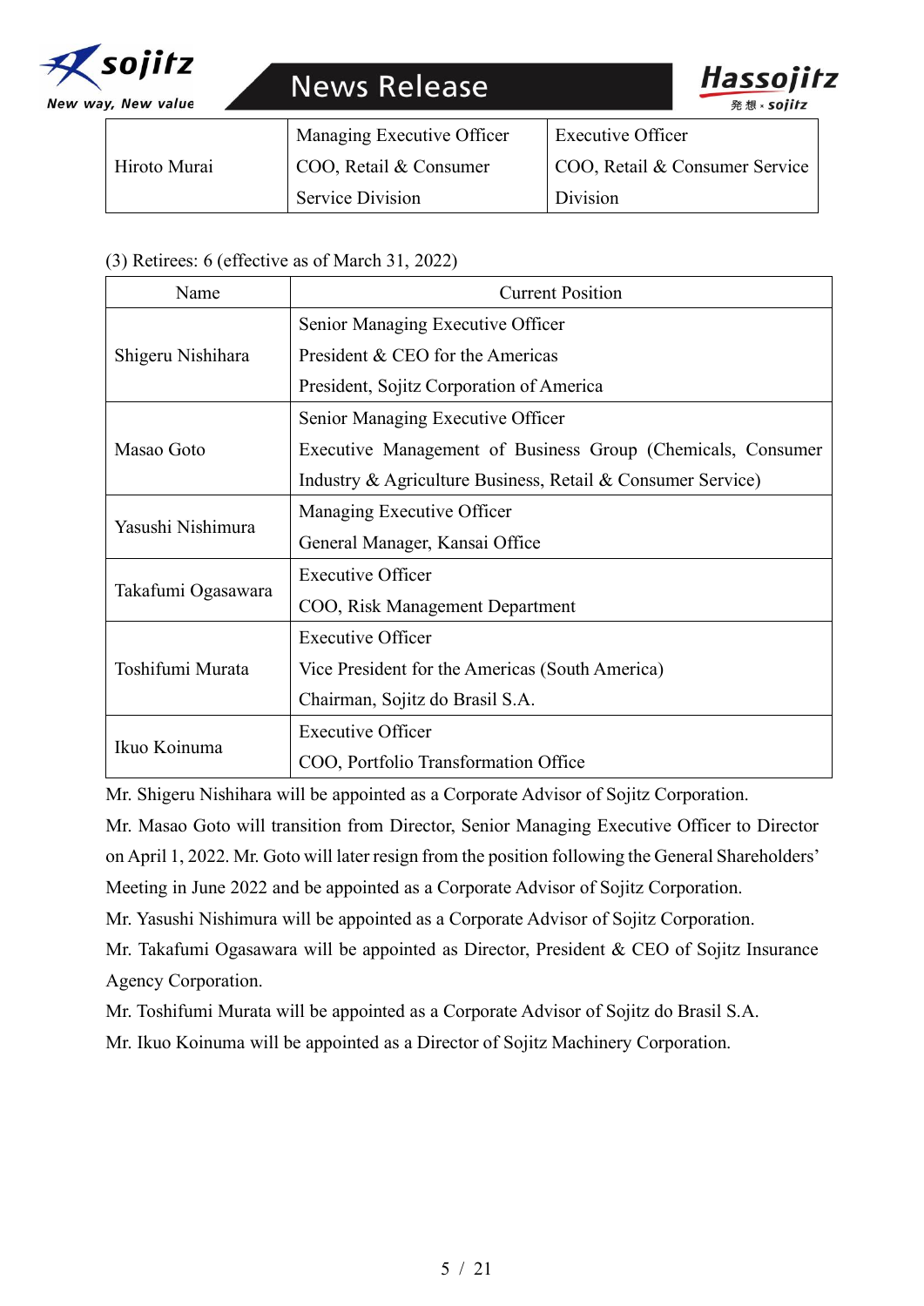| | | |
|---|---|---|
| Hiroto Murai | Managing Executive Officer<br>COO, Retail & Consumer Service Division | Executive Officer<br>COO, Retail & Consumer Service Division |

(3) Retirees: 6 (effective as of March 31, 2022)

| Name | Current Position |
|---|---|
| Shigeru Nishihara | Senior Managing Executive Officer<br>President & CEO for the Americas<br>President, Sojitz Corporation of America |
| Masao Goto | Senior Managing Executive Officer<br>Executive Management of Business Group (Chemicals, Consumer Industry & Agriculture Business, Retail & Consumer Service) |
| Yasushi Nishimura | Managing Executive Officer<br>General Manager, Kansai Office |
| Takafumi Ogasawara | Executive Officer<br>COO, Risk Management Department |
| Toshifumi Murata | Executive Officer<br>Vice President for the Americas (South America)<br>Chairman, Sojitz do Brasil S.A. |
| Ikuo Koinuma | Executive Officer<br>COO, Portfolio Transformation Office |

Mr. Shigeru Nishihara will be appointed as a Corporate Advisor of Sojitz Corporation.

Mr. Masao Goto will transition from Director, Senior Managing Executive Officer to Director on April 1, 2022. Mr. Goto will later resign from the position following the General Shareholders' Meeting in June 2022 and be appointed as a Corporate Advisor of Sojitz Corporation.

Mr. Yasushi Nishimura will be appointed as a Corporate Advisor of Sojitz Corporation.

Mr. Takafumi Ogasawara will be appointed as Director, President & CEO of Sojitz Insurance Agency Corporation.

Mr. Toshifumi Murata will be appointed as a Corporate Advisor of Sojitz do Brasil S.A.

Mr. Ikuo Koinuma will be appointed as a Director of Sojitz Machinery Corporation.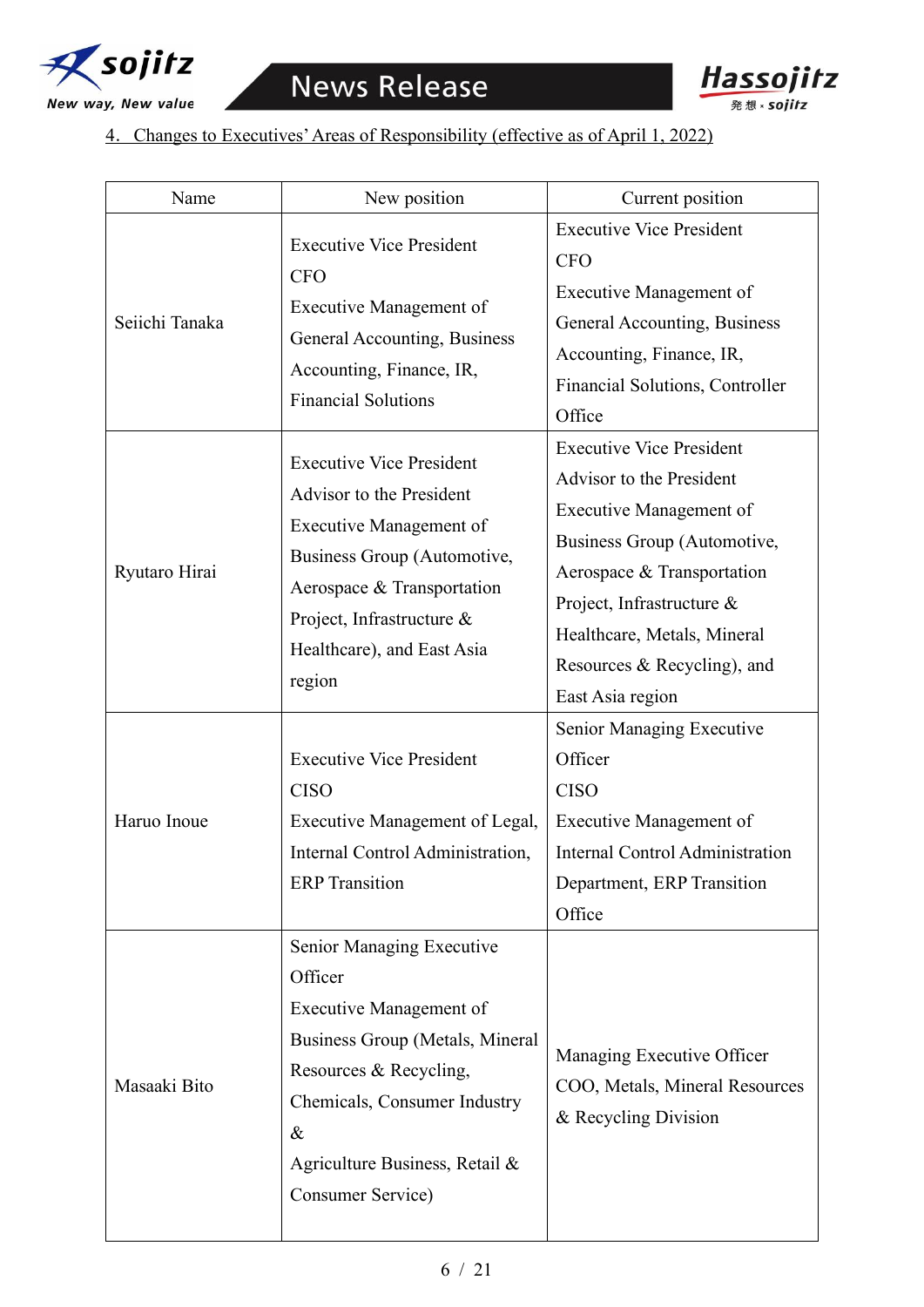## 4. Changes to Executives' Areas of Responsibility (effective as of April 1, 2022)

| Name | New position | Current position |
|---|---|---|
| Seiichi Tanaka | Executive Vice President<br>CFO<br>Executive Management of General Accounting, Business Accounting, Finance, IR, Financial Solutions | Executive Vice President<br>CFO<br>Executive Management of General Accounting, Business Accounting, Finance, IR, Financial Solutions, Controller Office |
| Ryutaro Hirai | Executive Vice President<br>Advisor to the President<br>Executive Management of Business Group (Automotive, Aerospace & Transportation Project, Infrastructure & Healthcare), and East Asia region | Executive Vice President<br>Advisor to the President<br>Executive Management of Business Group (Automotive, Aerospace & Transportation Project, Infrastructure & Healthcare, Metals, Mineral Resources & Recycling), and East Asia region |
| Haruo Inoue | Executive Vice President<br>CISO<br>Executive Management of Legal, Internal Control Administration, ERP Transition | Senior Managing Executive Officer<br>CISO<br>Executive Management of Internal Control Administration Department, ERP Transition Office |
| Masaaki Bito | Senior Managing Executive Officer<br>Executive Management of Business Group (Metals, Mineral Resources & Recycling, Chemicals, Consumer Industry & Agriculture Business, Retail & Consumer Service) | Managing Executive Officer<br>COO, Metals, Mineral Resources & Recycling Division |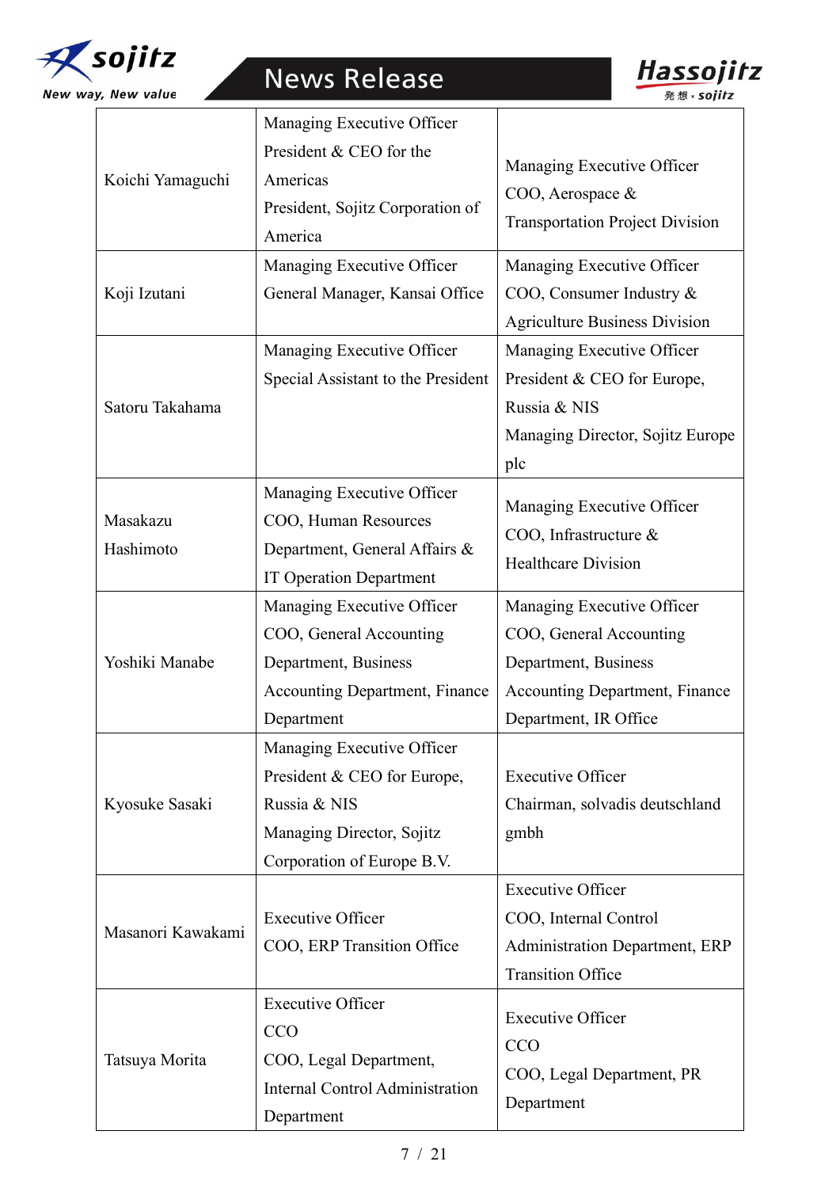| | | |
|---|---|---|
| Koichi Yamaguchi | Managing Executive Officer<br>President & CEO for the Americas<br>President, Sojitz Corporation of America | Managing Executive Officer<br>COO, Aerospace & Transportation Project Division |
| Koji Izutani | Managing Executive Officer<br>General Manager, Kansai Office | Managing Executive Officer<br>COO, Consumer Industry & Agriculture Business Division |
| Satoru Takahama | Managing Executive Officer<br>Special Assistant to the President | Managing Executive Officer<br>President & CEO for Europe, Russia & NIS<br>Managing Director, Sojitz Europe plc |
| Masakazu Hashimoto | Managing Executive Officer<br>COO, Human Resources Department, General Affairs & IT Operation Department | Managing Executive Officer<br>COO, Infrastructure & Healthcare Division |
| Yoshiki Manabe | Managing Executive Officer<br>COO, General Accounting Department, Business Accounting Department, Finance Department | Managing Executive Officer<br>COO, General Accounting Department, Business Accounting Department, Finance Department, IR Office |
| Kyosuke Sasaki | Managing Executive Officer<br>President & CEO for Europe, Russia & NIS<br>Managing Director, Sojitz Corporation of Europe B.V. | Executive Officer<br>Chairman, solvadis deutschland gmbh |
| Masanori Kawakami | Executive Officer<br>COO, ERP Transition Office | Executive Officer<br>COO, Internal Control Administration Department, ERP Transition Office |
| Tatsuya Morita | Executive Officer<br>CCO<br>COO, Legal Department, Internal Control Administration Department | Executive Officer<br>CCO<br>COO, Legal Department, PR Department |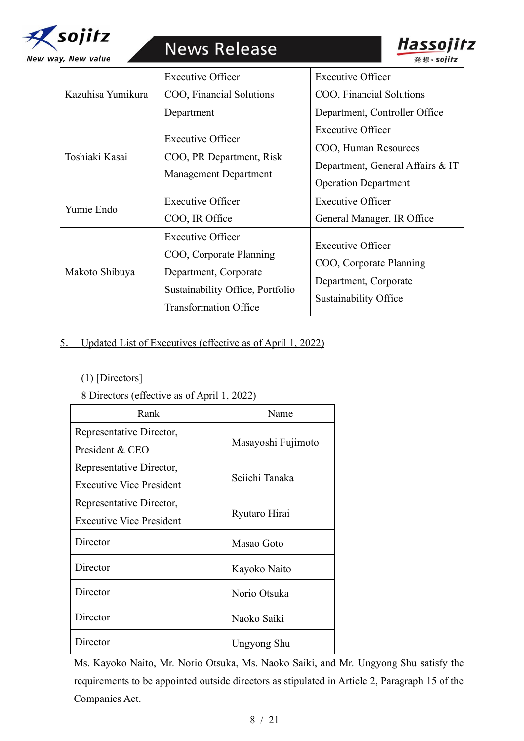| | | |
|---|---|---|
| Kazuhisa Yumikura | Executive Officer<br>COO, Financial Solutions Department | Executive Officer<br>COO, Financial Solutions Department, Controller Office |
| Toshiaki Kasai | Executive Officer<br>COO, PR Department, Risk Management Department | Executive Officer<br>COO, Human Resources Department, General Affairs & IT Operation Department |
| Yumie Endo | Executive Officer<br>COO, IR Office | Executive Officer<br>General Manager, IR Office |
| Makoto Shibuya | Executive Officer<br>COO, Corporate Planning Department, Corporate Sustainability Office, Portfolio Transformation Office | Executive Officer<br>COO, Corporate Planning Department, Corporate Sustainability Office |

5. Updated List of Executives (effective as of April 1, 2022)

(1) [Directors]

8 Directors (effective as of April 1, 2022)

| Rank | Name |
|---|---|
| Representative Director, President & CEO | Masayoshi Fujimoto |
| Representative Director, Executive Vice President | Seiichi Tanaka |
| Representative Director, Executive Vice President | Ryutaro Hirai |
| Director | Masao Goto |
| Director | Kayoko Naito |
| Director | Norio Otsuka |
| Director | Naoko Saiki |
| Director | Ungyong Shu |

Ms. Kayoko Naito, Mr. Norio Otsuka, Ms. Naoko Saiki, and Mr. Ungyong Shu satisfy the requirements to be appointed outside directors as stipulated in Article 2, Paragraph 15 of the Companies Act.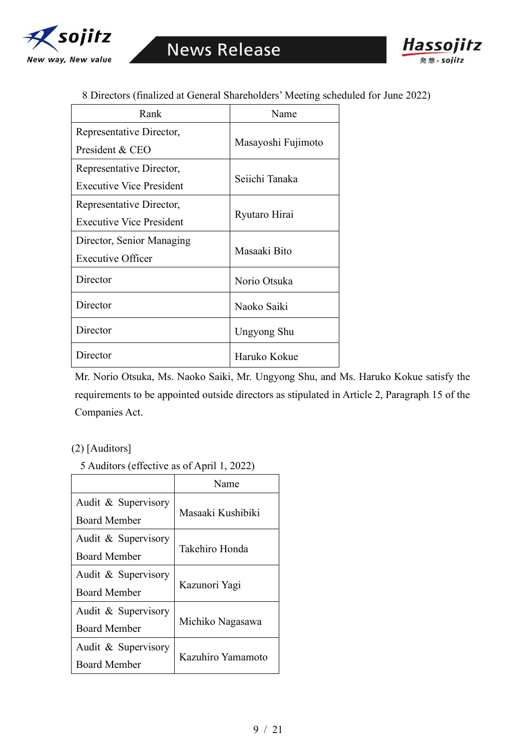8 Directors (finalized at General Shareholders' Meeting scheduled for June 2022)

| Rank | Name |
|---|---|
| Representative Director, President & CEO | Masayoshi Fujimoto |
| Representative Director, Executive Vice President | Seiichi Tanaka |
| Representative Director, Executive Vice President | Ryutaro Hirai |
| Director, Senior Managing Executive Officer | Masaaki Bito |
| Director | Norio Otsuka |
| Director | Naoko Saiki |
| Director | Ungyong Shu |
| Director | Haruko Kokue |

Mr. Norio Otsuka, Ms. Naoko Saiki, Mr. Ungyong Shu, and Ms. Haruko Kokue satisfy the requirements to be appointed outside directors as stipulated in Article 2, Paragraph 15 of the Companies Act.

(2) [Auditors]

5 Auditors (effective as of April 1, 2022)

| | Name |
|---|---|
| Audit & Supervisory Board Member | Masaaki Kushibiki |
| Audit & Supervisory Board Member | Takehiro Honda |
| Audit & Supervisory Board Member | Kazunori Yagi |
| Audit & Supervisory Board Member | Michiko Nagasawa |
| Audit & Supervisory Board Member | Kazuhiro Yamamoto |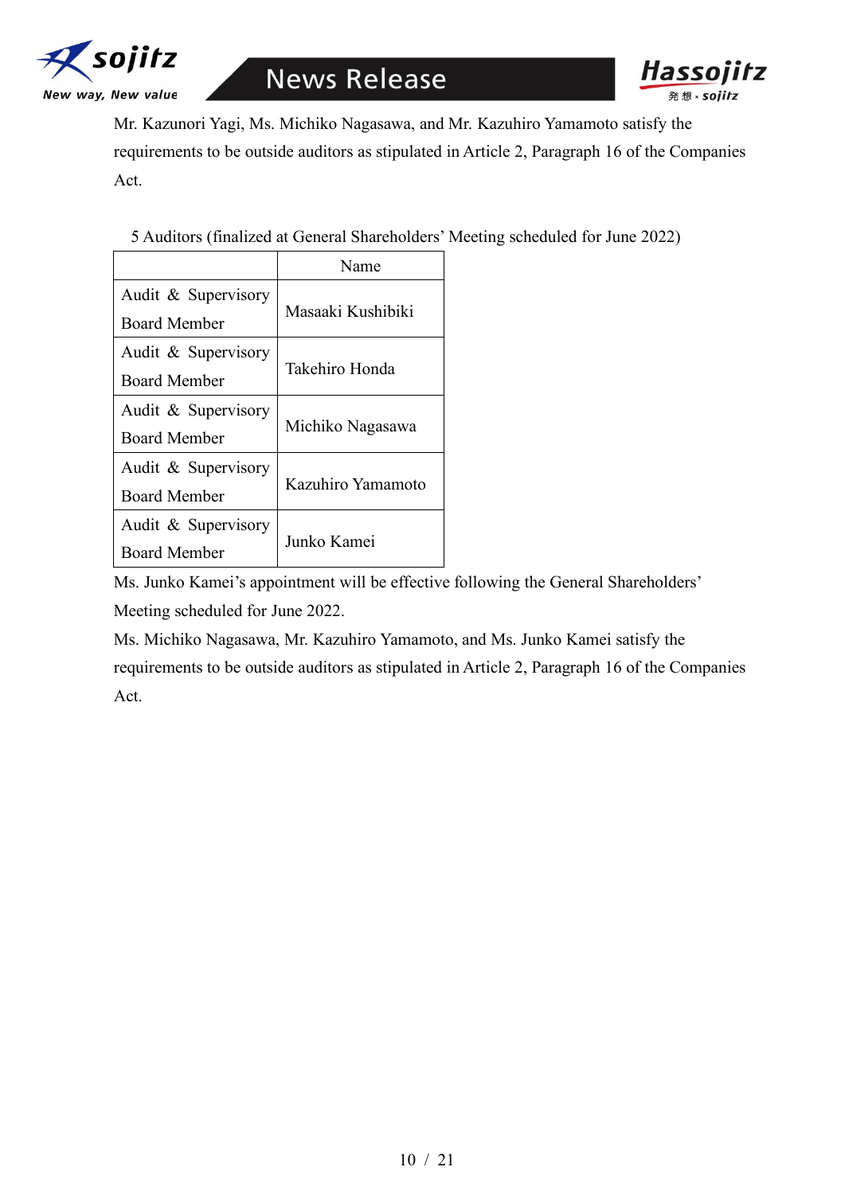Mr. Kazunori Yagi, Ms. Michiko Nagasawa, and Mr. Kazuhiro Yamamoto satisfy the requirements to be outside auditors as stipulated in Article 2, Paragraph 16 of the Companies Act.

5 Auditors (finalized at General Shareholders' Meeting scheduled for June 2022)

| | Name |
|---|---|
| Audit & Supervisory Board Member | Masaaki Kushibiki |
| Audit & Supervisory Board Member | Takehiro Honda |
| Audit & Supervisory Board Member | Michiko Nagasawa |
| Audit & Supervisory Board Member | Kazuhiro Yamamoto |
| Audit & Supervisory Board Member | Junko Kamei |

Ms. Junko Kamei's appointment will be effective following the General Shareholders' Meeting scheduled for June 2022.

Ms. Michiko Nagasawa, Mr. Kazuhiro Yamamoto, and Ms. Junko Kamei satisfy the requirements to be outside auditors as stipulated in Article 2, Paragraph 16 of the Companies Act.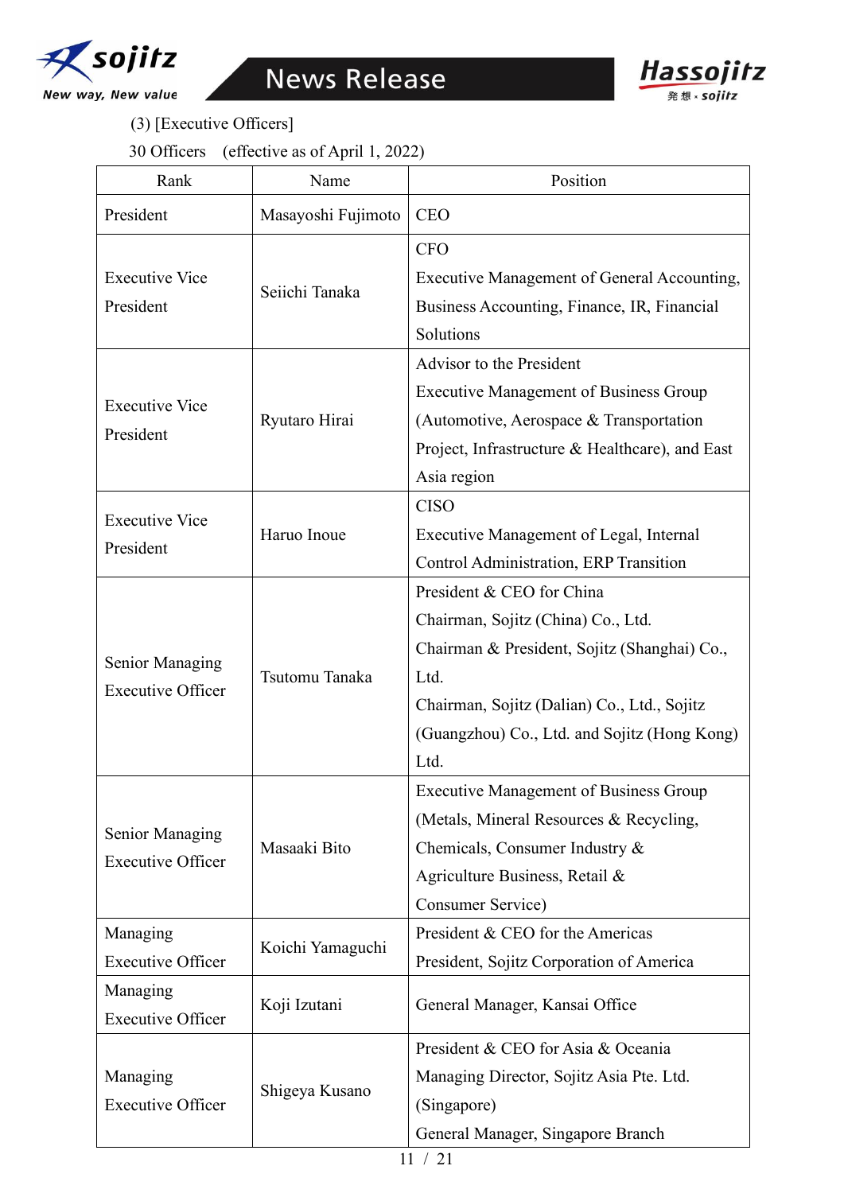(3) [Executive Officers]

30 Officers (effective as of April 1, 2022)

| Rank | Name | Position |
|---|---|---|
| President | Masayoshi Fujimoto | CEO |
| Executive Vice President | Seiichi Tanaka | CFO<br>Executive Management of General Accounting, Business Accounting, Finance, IR, Financial Solutions |
| Executive Vice President | Ryutaro Hirai | Advisor to the President<br>Executive Management of Business Group (Automotive, Aerospace & Transportation Project, Infrastructure & Healthcare), and East Asia region |
| Executive Vice President | Haruo Inoue | CISO<br>Executive Management of Legal, Internal Control Administration, ERP Transition |
| Senior Managing Executive Officer | Tsutomu Tanaka | President & CEO for China<br>Chairman, Sojitz (China) Co., Ltd.<br>Chairman & President, Sojitz (Shanghai) Co., Ltd.<br>Chairman, Sojitz (Dalian) Co., Ltd., Sojitz (Guangzhou) Co., Ltd. and Sojitz (Hong Kong) Ltd. |
| Senior Managing Executive Officer | Masaaki Bito | Executive Management of Business Group (Metals, Mineral Resources & Recycling, Chemicals, Consumer Industry & Agriculture Business, Retail & Consumer Service) |
| Managing Executive Officer | Koichi Yamaguchi | President & CEO for the Americas<br>President, Sojitz Corporation of America |
| Managing Executive Officer | Koji Izutani | General Manager, Kansai Office |
| Managing Executive Officer | Shigeya Kusano | President & CEO for Asia & Oceania<br>Managing Director, Sojitz Asia Pte. Ltd. (Singapore)<br>General Manager, Singapore Branch |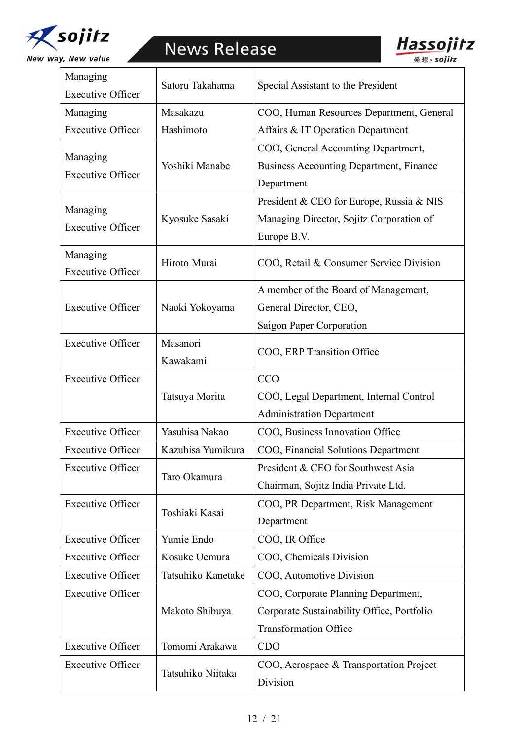| Managing Executive Officer | Satoru Takahama | Special Assistant to the President |
|---|---|---|
| Managing Executive Officer | Masakazu Hashimoto | COO, Human Resources Department, General Affairs & IT Operation Department |
| Managing Executive Officer | Yoshiki Manabe | COO, General Accounting Department, Business Accounting Department, Finance Department |
| Managing Executive Officer | Kyosuke Sasaki | President & CEO for Europe, Russia & NIS<br>Managing Director, Sojitz Corporation of Europe B.V. |
| Managing Executive Officer | Hiroto Murai | COO, Retail & Consumer Service Division |
| Executive Officer | Naoki Yokoyama | A member of the Board of Management, General Director, CEO,<br>Saigon Paper Corporation |
| Executive Officer | Masanori Kawakami | COO, ERP Transition Office |
| Executive Officer | Tatsuya Morita | CCO<br>COO, Legal Department, Internal Control Administration Department |
| Executive Officer | Yasuhisa Nakao | COO, Business Innovation Office |
| Executive Officer | Kazuhisa Yumikura | COO, Financial Solutions Department |
| Executive Officer | Taro Okamura | President & CEO for Southwest Asia<br>Chairman, Sojitz India Private Ltd. |
| Executive Officer | Toshiaki Kasai | COO, PR Department, Risk Management Department |
| Executive Officer | Yumie Endo | COO, IR Office |
| Executive Officer | Kosuke Uemura | COO, Chemicals Division |
| Executive Officer | Tatsuhiko Kanetake | COO, Automotive Division |
| Executive Officer | Makoto Shibuya | COO, Corporate Planning Department, Corporate Sustainability Office, Portfolio Transformation Office |
| Executive Officer | Tomomi Arakawa | CDO |
| Executive Officer | Tatsuhiko Niitaka | COO, Aerospace & Transportation Project Division |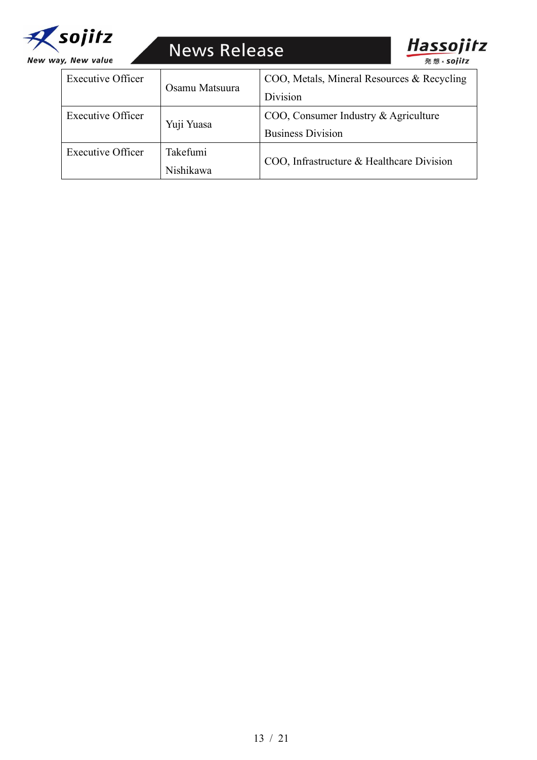| Executive Officer | Osamu Matsuura | COO, Metals, Mineral Resources & Recycling Division |
|---|---|---|
| Executive Officer | Yuji Yuasa | COO, Consumer Industry & Agriculture Business Division |
| Executive Officer | Takefumi Nishikawa | COO, Infrastructure & Healthcare Division |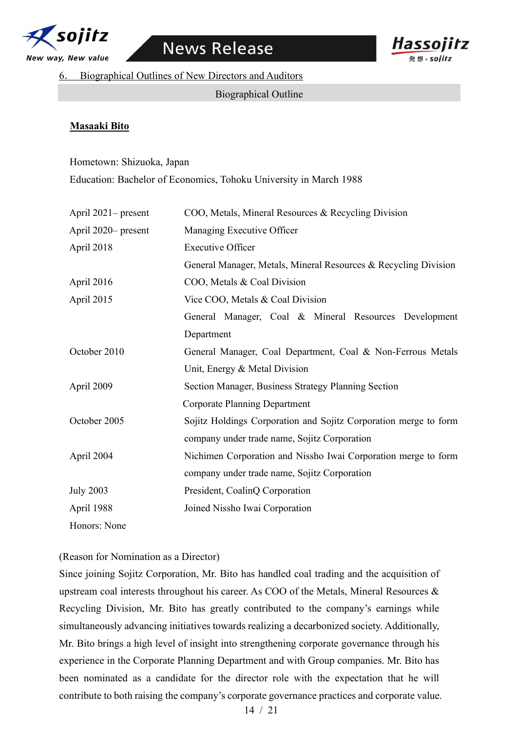## 6. Biographical Outlines of New Directors and Auditors

Biographical Outline

**Masaaki Bito**

Hometown: Shizuoka, Japan

Education: Bachelor of Economics, Tohoku University in March 1988

| | |
|---|---|
| April 2021– present | COO, Metals, Mineral Resources & Recycling Division |
| April 2020– present | Managing Executive Officer |
| April 2018 | Executive Officer |
| | General Manager, Metals, Mineral Resources & Recycling Division |
| April 2016 | COO, Metals & Coal Division |
| April 2015 | Vice COO, Metals & Coal Division |
| | General Manager, Coal & Mineral Resources Development Department |
| October 2010 | General Manager, Coal Department, Coal & Non-Ferrous Metals Unit, Energy & Metal Division |
| April 2009 | Section Manager, Business Strategy Planning Section Corporate Planning Department |
| October 2005 | Sojitz Holdings Corporation and Sojitz Corporation merge to form company under trade name, Sojitz Corporation |
| April 2004 | Nichimen Corporation and Nissho Iwai Corporation merge to form company under trade name, Sojitz Corporation |
| July 2003 | President, CoalinQ Corporation |
| April 1988 | Joined Nissho Iwai Corporation |

Honors: None

(Reason for Nomination as a Director)

Since joining Sojitz Corporation, Mr. Bito has handled coal trading and the acquisition of upstream coal interests throughout his career. As COO of the Metals, Mineral Resources & Recycling Division, Mr. Bito has greatly contributed to the company's earnings while simultaneously advancing initiatives towards realizing a decarbonized society. Additionally, Mr. Bito brings a high level of insight into strengthening corporate governance through his experience in the Corporate Planning Department and with Group companies. Mr. Bito has been nominated as a candidate for the director role with the expectation that he will contribute to both raising the company's corporate governance practices and corporate value.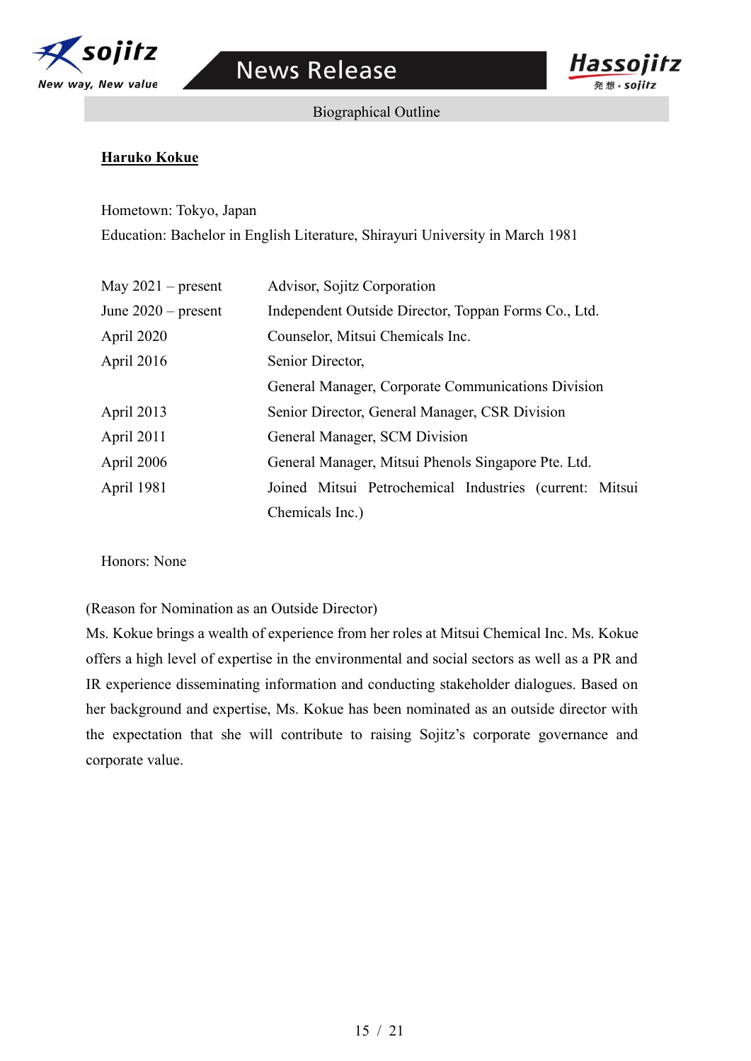Biographical Outline

**Haruko Kokue**

Hometown: Tokyo, Japan

Education: Bachelor in English Literature, Shirayuri University in March 1981

| | |
|---|---|
| May 2021 – present | Advisor, Sojitz Corporation |
| June 2020 – present | Independent Outside Director, Toppan Forms Co., Ltd. |
| April 2020 | Counselor, Mitsui Chemicals Inc. |
| April 2016 | Senior Director, General Manager, Corporate Communications Division |
| April 2013 | Senior Director, General Manager, CSR Division |
| April 2011 | General Manager, SCM Division |
| April 2006 | General Manager, Mitsui Phenols Singapore Pte. Ltd. |
| April 1981 | Joined Mitsui Petrochemical Industries (current: Mitsui Chemicals Inc.) |

Honors: None

(Reason for Nomination as an Outside Director)

Ms. Kokue brings a wealth of experience from her roles at Mitsui Chemical Inc. Ms. Kokue offers a high level of expertise in the environmental and social sectors as well as a PR and IR experience disseminating information and conducting stakeholder dialogues. Based on her background and expertise, Ms. Kokue has been nominated as an outside director with the expectation that she will contribute to raising Sojitz's corporate governance and corporate value.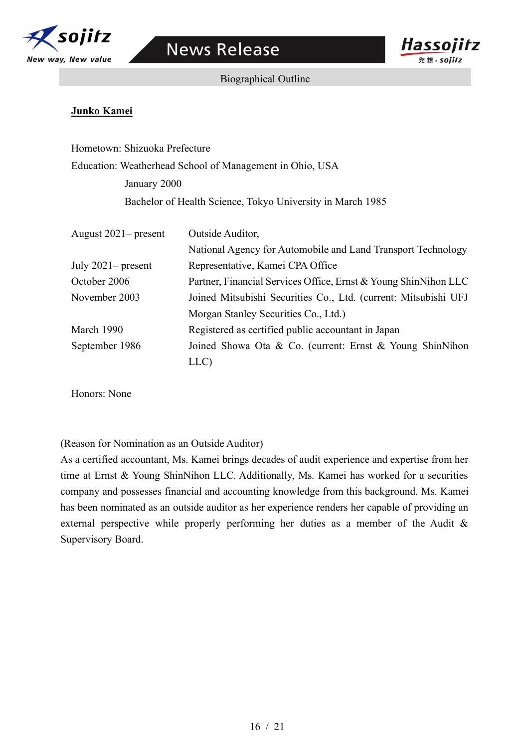Biographical Outline

**Junko Kamei**

Hometown: Shizuoka Prefecture

Education: Weatherhead School of Management in Ohio, USA
January 2000
Bachelor of Health Science, Tokyo University in March 1985

| | |
|---|---|
| August 2021– present | Outside Auditor, National Agency for Automobile and Land Transport Technology |
| July 2021– present | Representative, Kamei CPA Office |
| October 2006 | Partner, Financial Services Office, Ernst & Young ShinNihon LLC |
| November 2003 | Joined Mitsubishi Securities Co., Ltd. (current: Mitsubishi UFJ Morgan Stanley Securities Co., Ltd.) |
| March 1990 | Registered as certified public accountant in Japan |
| September 1986 | Joined Showa Ota & Co. (current: Ernst & Young ShinNihon LLC) |

Honors: None

(Reason for Nomination as an Outside Auditor)

As a certified accountant, Ms. Kamei brings decades of audit experience and expertise from her time at Ernst & Young ShinNihon LLC. Additionally, Ms. Kamei has worked for a securities company and possesses financial and accounting knowledge from this background. Ms. Kamei has been nominated as an outside auditor as her experience renders her capable of providing an external perspective while properly performing her duties as a member of the Audit & Supervisory Board.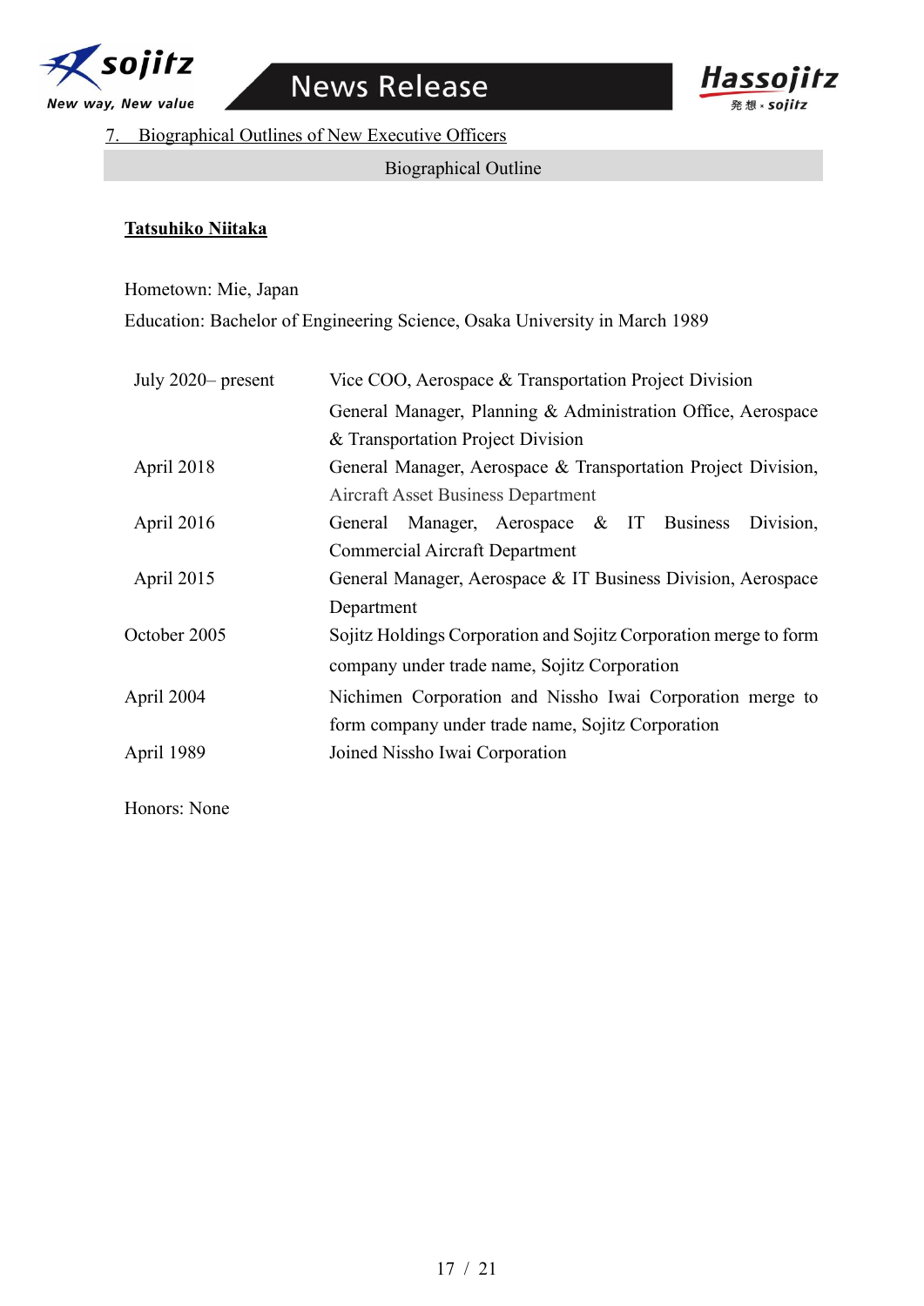7. Biographical Outlines of New Executive Officers

Biographical Outline

**Tatsuhiko Niitaka**

Hometown: Mie, Japan

Education: Bachelor of Engineering Science, Osaka University in March 1989

| | |
|---|---|
| July 2020– present | Vice COO, Aerospace & Transportation Project Division<br>General Manager, Planning & Administration Office, Aerospace & Transportation Project Division |
| April 2018 | General Manager, Aerospace & Transportation Project Division, Aircraft Asset Business Department |
| April 2016 | General Manager, Aerospace & IT Business Division, Commercial Aircraft Department |
| April 2015 | General Manager, Aerospace & IT Business Division, Aerospace Department |
| October 2005 | Sojitz Holdings Corporation and Sojitz Corporation merge to form company under trade name, Sojitz Corporation |
| April 2004 | Nichimen Corporation and Nissho Iwai Corporation merge to form company under trade name, Sojitz Corporation |
| April 1989 | Joined Nissho Iwai Corporation |

Honors: None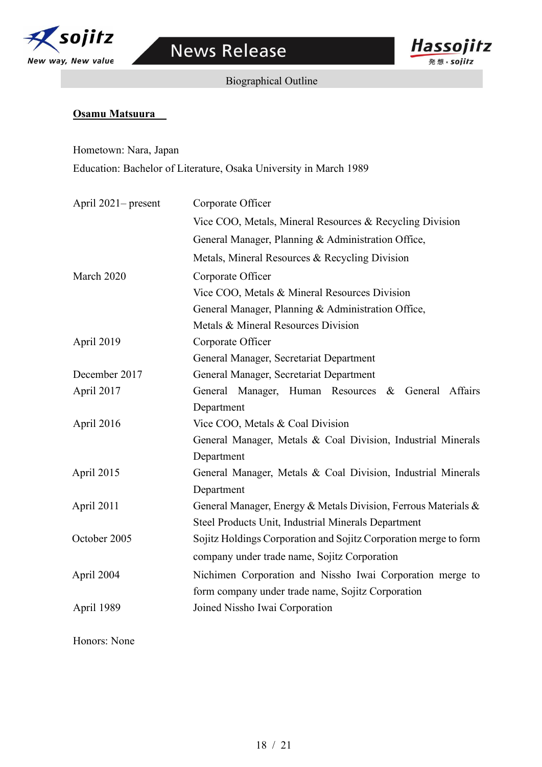Biographical Outline

**Osamu Matsuura**

Hometown: Nara, Japan

Education: Bachelor of Literature, Osaka University in March 1989

| | |
|---|---|
| April 2021– present | Corporate Officer<br>Vice COO, Metals, Mineral Resources & Recycling Division<br>General Manager, Planning & Administration Office,<br>Metals, Mineral Resources & Recycling Division |
| March 2020 | Corporate Officer<br>Vice COO, Metals & Mineral Resources Division<br>General Manager, Planning & Administration Office,<br>Metals & Mineral Resources Division |
| April 2019 | Corporate Officer<br>General Manager, Secretariat Department |
| December 2017 | General Manager, Secretariat Department |
| April 2017 | General Manager, Human Resources & General Affairs Department |
| April 2016 | Vice COO, Metals & Coal Division<br>General Manager, Metals & Coal Division, Industrial Minerals Department |
| April 2015 | General Manager, Metals & Coal Division, Industrial Minerals Department |
| April 2011 | General Manager, Energy & Metals Division, Ferrous Materials & Steel Products Unit, Industrial Minerals Department |
| October 2005 | Sojitz Holdings Corporation and Sojitz Corporation merge to form company under trade name, Sojitz Corporation |
| April 2004 | Nichimen Corporation and Nissho Iwai Corporation merge to form company under trade name, Sojitz Corporation |
| April 1989 | Joined Nissho Iwai Corporation |

Honors: None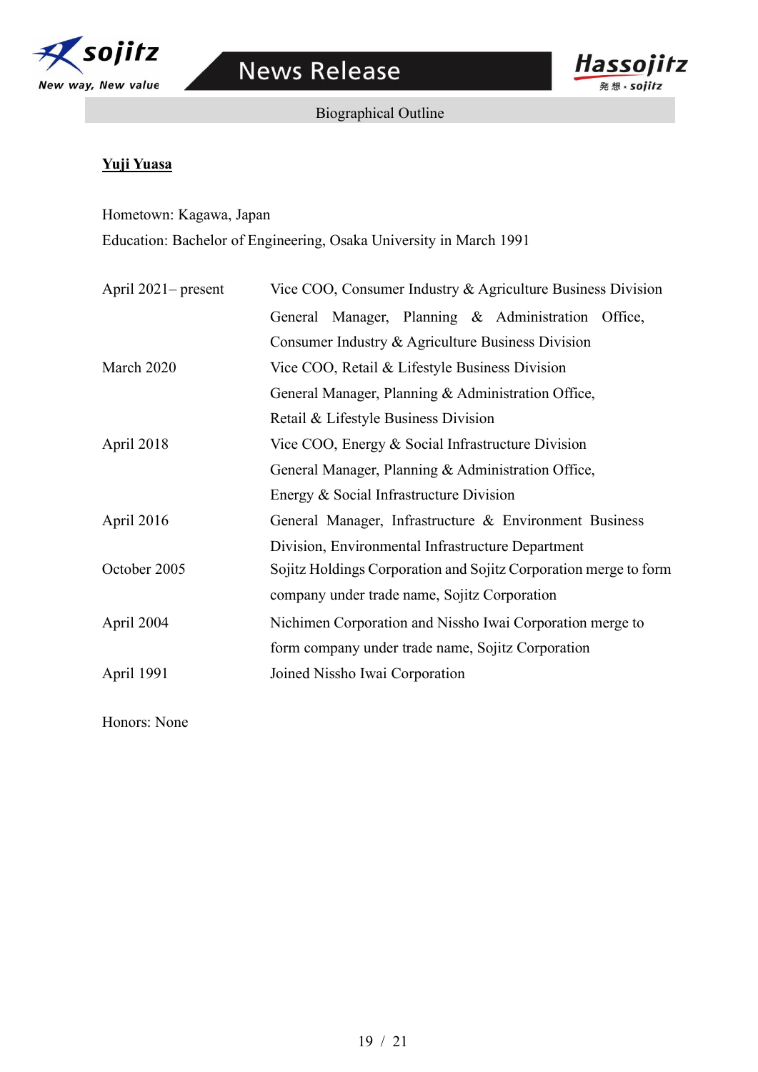Biographical Outline

**Yuji Yuasa**

Hometown: Kagawa, Japan

Education: Bachelor of Engineering, Osaka University in March 1991

| | |
|---|---|
| April 2021– present | Vice COO, Consumer Industry & Agriculture Business Division<br>General Manager, Planning & Administration Office, Consumer Industry & Agriculture Business Division |
| March 2020 | Vice COO, Retail & Lifestyle Business Division<br>General Manager, Planning & Administration Office, Retail & Lifestyle Business Division |
| April 2018 | Vice COO, Energy & Social Infrastructure Division<br>General Manager, Planning & Administration Office, Energy & Social Infrastructure Division |
| April 2016 | General Manager, Infrastructure & Environment Business Division, Environmental Infrastructure Department |
| October 2005 | Sojitz Holdings Corporation and Sojitz Corporation merge to form company under trade name, Sojitz Corporation |
| April 2004 | Nichimen Corporation and Nissho Iwai Corporation merge to form company under trade name, Sojitz Corporation |
| April 1991 | Joined Nissho Iwai Corporation |

Honors: None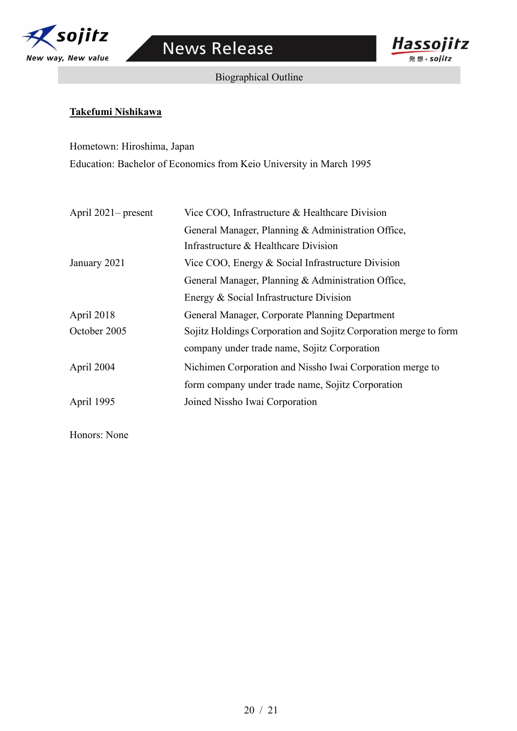Biographical Outline

**Takefumi Nishikawa**

Hometown: Hiroshima, Japan

Education: Bachelor of Economics from Keio University in March 1995

| | |
|---|---|
| April 2021– present | Vice COO, Infrastructure & Healthcare Division<br>General Manager, Planning & Administration Office, Infrastructure & Healthcare Division |
| January 2021 | Vice COO, Energy & Social Infrastructure Division<br>General Manager, Planning & Administration Office, Energy & Social Infrastructure Division |
| April 2018 | General Manager, Corporate Planning Department |
| October 2005 | Sojitz Holdings Corporation and Sojitz Corporation merge to form company under trade name, Sojitz Corporation |
| April 2004 | Nichimen Corporation and Nissho Iwai Corporation merge to form company under trade name, Sojitz Corporation |
| April 1995 | Joined Nissho Iwai Corporation |

Honors: None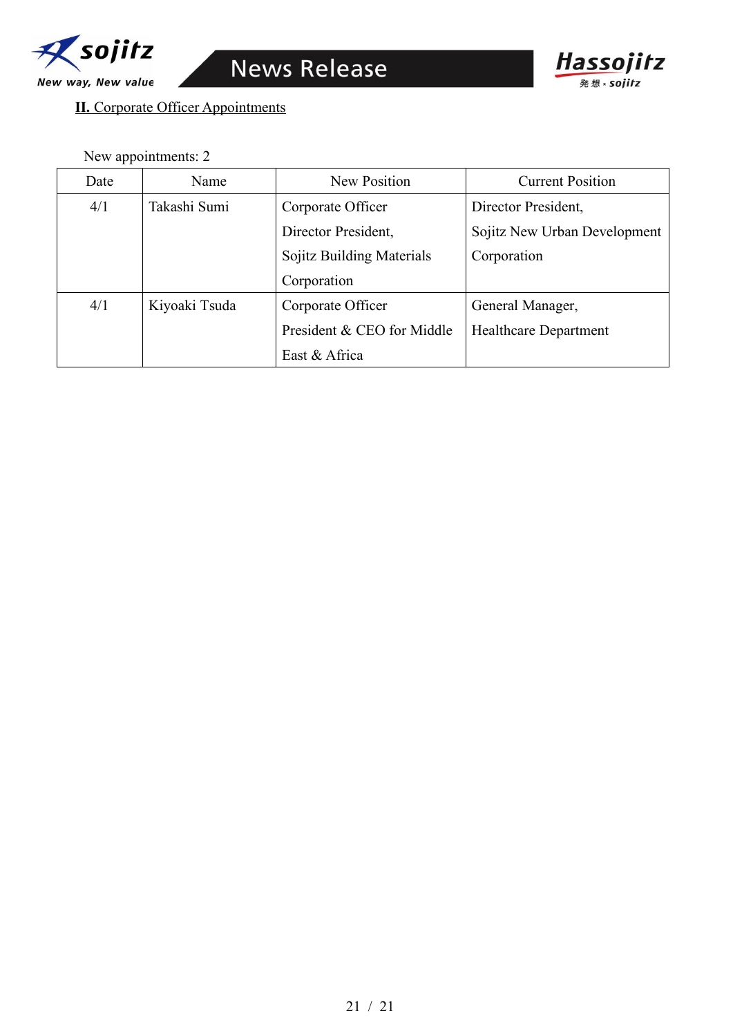**II.** Corporate Officer Appointments

New appointments: 2

| Date | Name | New Position | Current Position |
|---|---|---|---|
| 4/1 | Takashi Sumi | Corporate Officer<br>Director President, Sojitz Building Materials Corporation | Director President, Sojitz New Urban Development Corporation |
| 4/1 | Kiyoaki Tsuda | Corporate Officer<br>President & CEO for Middle East & Africa | General Manager, Healthcare Department |